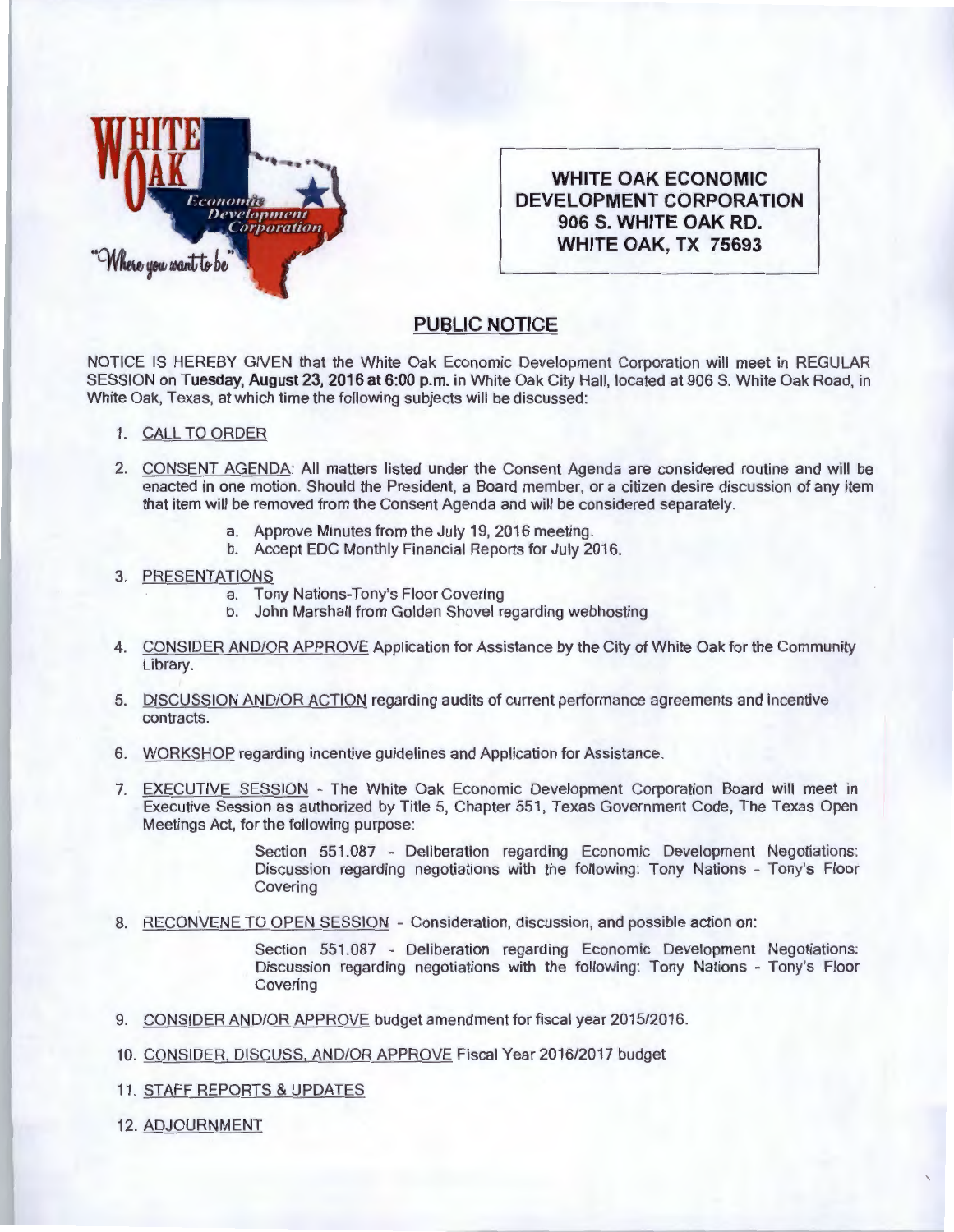**WHITE OAK ECONOMIC DEVELOPMENT CORPORATION**
**906 S. WHITE OAK RD.**
**WHITE OAK, TX 75693**

## PUBLIC NOTICE

NOTICE IS HEREBY GIVEN that the White Oak Economic Development Corporation will meet in REGULAR SESSION on **Tuesday, August 23, 2016 at 6:00 p.m.** in White Oak City Hall, located at 906 S. White Oak Road, in White Oak, Texas, at which time the following subjects will be discussed:

1. CALL TO ORDER

2. CONSENT AGENDA: All matters listed under the Consent Agenda are considered routine and will be enacted in one motion. Should the President, a Board member, or a citizen desire discussion of any item that item will be removed from the Consent Agenda and will be considered separately.
   a. Approve Minutes from the July 19, 2016 meeting.
   b. Accept EDC Monthly Financial Reports for July 2016.

3. PRESENTATIONS
   a. Tony Nations-Tony's Floor Covering
   b. John Marshall from Golden Shovel regarding webhosting

4. CONSIDER AND/OR APPROVE Application for Assistance by the City of White Oak for the Community Library.

5. DISCUSSION AND/OR ACTION regarding audits of current performance agreements and incentive contracts.

6. WORKSHOP regarding incentive guidelines and Application for Assistance.

7. EXECUTIVE SESSION - The White Oak Economic Development Corporation Board will meet in Executive Session as authorized by Title 5, Chapter 551, Texas Government Code, The Texas Open Meetings Act, for the following purpose:

   Section 551.087 - Deliberation regarding Economic Development Negotiations: Discussion regarding negotiations with the following: Tony Nations - Tony's Floor Covering

8. RECONVENE TO OPEN SESSION - Consideration, discussion, and possible action on:

   Section 551.087 - Deliberation regarding Economic Development Negotiations: Discussion regarding negotiations with the following: Tony Nations - Tony's Floor Covering

9. CONSIDER AND/OR APPROVE budget amendment for fiscal year 2015/2016.

10. CONSIDER, DISCUSS, AND/OR APPROVE Fiscal Year 2016/2017 budget

11. STAFF REPORTS & UPDATES

12. ADJOURNMENT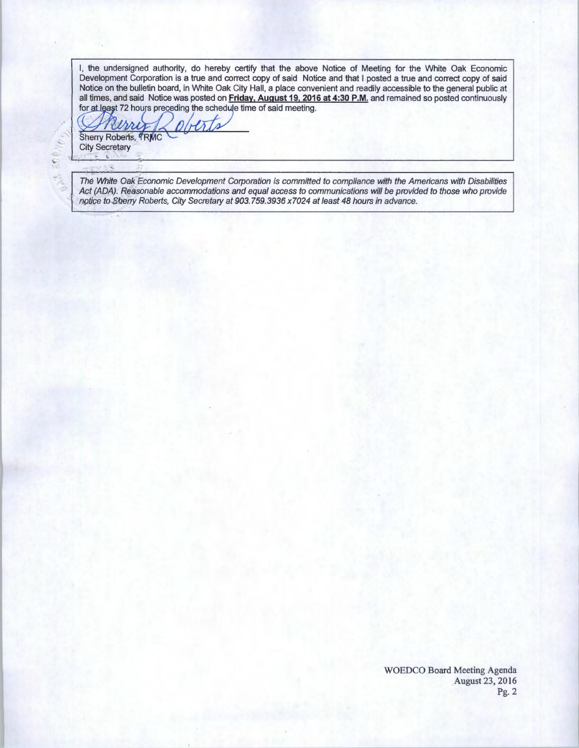I, the undersigned authority, do hereby certify that the above Notice of Meeting for the White Oak Economic Development Corporation is a true and correct copy of said Notice and that I posted a true and correct copy of said Notice on the bulletin board, in White Oak City Hall, a place convenient and readily accessible to the general public at all times, and said Notice was posted on **Friday, August 19, 2016 at 4:30 P.M.** and remained so posted continuously for at least 72 hours preceding the schedule time of said meeting.

Sherry Roberts, TRMC
City Secretary

*The White Oak Economic Development Corporation is committed to compliance with the Americans with Disabilities Act (ADA). Reasonable accommodations and equal access to communications will be provided to those who provide notice to Sherry Roberts, City Secretary at 903.759.3936 x7024 at least 48 hours in advance.*